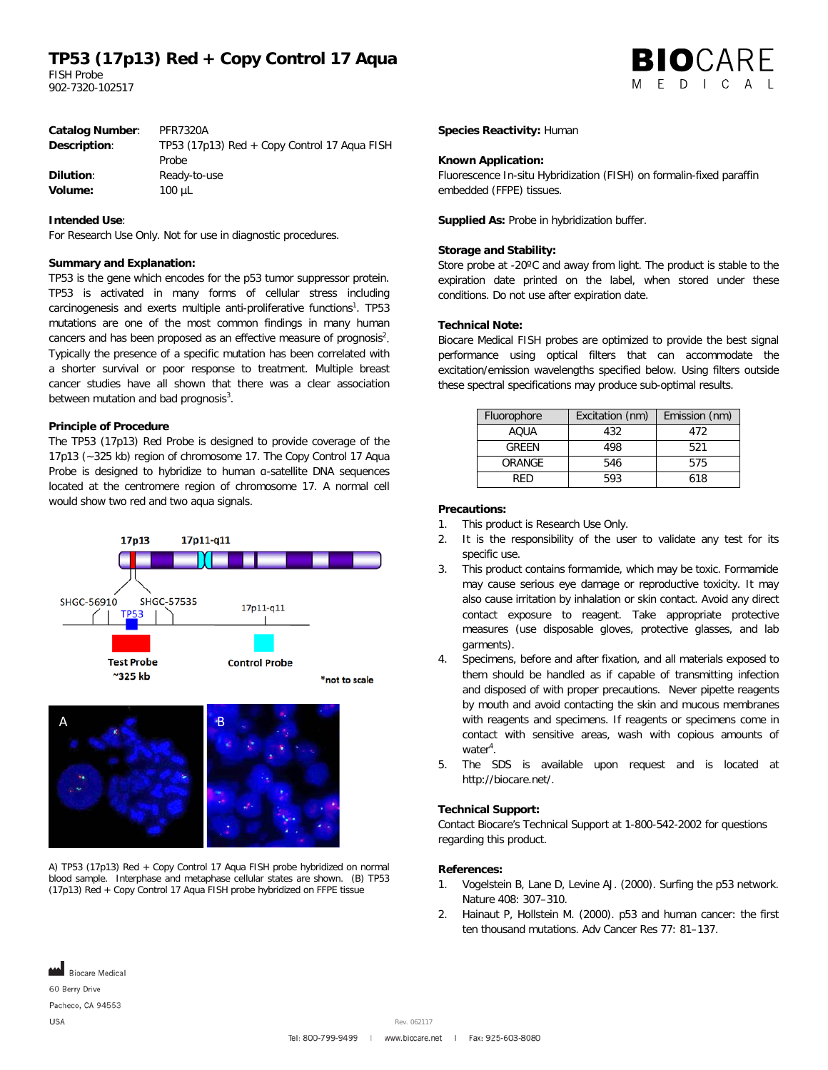# TP53 (17p13) Red + Copy Control 17 Aqua

FISH Probe
902-7320-102517

**Catalog Number**: PFR7320A
**Description**: TP53 (17p13) Red + Copy Control 17 Aqua FISH Probe
**Dilution**: Ready-to-use
**Volume:** 100 µL

**Intended Use**:
For Research Use Only. Not for use in diagnostic procedures.

**Summary and Explanation:**
TP53 is the gene which encodes for the p53 tumor suppressor protein. TP53 is activated in many forms of cellular stress including carcinogenesis and exerts multiple anti-proliferative functions[1]. TP53 mutations are one of the most common findings in many human cancers and has been proposed as an effective measure of prognosis[2]. Typically the presence of a specific mutation has been correlated with a shorter survival or poor response to treatment. Multiple breast cancer studies have all shown that there was a clear association between mutation and bad prognosis[3].

**Principle of Procedure**
The TP53 (17p13) Red Probe is designed to provide coverage of the 17p13 (~325 kb) region of chromosome 17. The Copy Control 17 Aqua Probe is designed to hybridize to human α-satellite DNA sequences located at the centromere region of chromosome 17. A normal cell would show two red and two aqua signals.

A) TP53 (17p13) Red + Copy Control 17 Aqua FISH probe hybridized on normal blood sample. Interphase and metaphase cellular states are shown. (B) TP53 (17p13) Red + Copy Control 17 Aqua FISH probe hybridized on FFPE tissue

**Species Reactivity:** Human

**Known Application:**
Fluorescence In-situ Hybridization (FISH) on formalin-fixed paraffin embedded (FFPE) tissues.

**Supplied As:** Probe in hybridization buffer.

**Storage and Stability:**
Store probe at -20ºC and away from light. The product is stable to the expiration date printed on the label, when stored under these conditions. Do not use after expiration date.

**Technical Note:**
Biocare Medical FISH probes are optimized to provide the best signal performance using optical filters that can accommodate the excitation/emission wavelengths specified below. Using filters outside these spectral specifications may produce sub-optimal results.

| Fluorophore | Excitation (nm) | Emission (nm) |
|---|---|---|
| AQUA | 432 | 472 |
| GREEN | 498 | 521 |
| ORANGE | 546 | 575 |
| RED | 593 | 618 |

**Precautions:**

1. This product is Research Use Only.
2. It is the responsibility of the user to validate any test for its specific use.
3. This product contains formamide, which may be toxic. Formamide may cause serious eye damage or reproductive toxicity. It may also cause irritation by inhalation or skin contact. Avoid any direct contact exposure to reagent. Take appropriate protective measures (use disposable gloves, protective glasses, and lab garments).
4. Specimens, before and after fixation, and all materials exposed to them should be handled as if capable of transmitting infection and disposed of with proper precautions. Never pipette reagents by mouth and avoid contacting the skin and mucous membranes with reagents and specimens. If reagents or specimens come in contact with sensitive areas, wash with copious amounts of water[4].
5. The SDS is available upon request and is located at http://biocare.net/.

**Technical Support:**
Contact Biocare's Technical Support at 1-800-542-2002 for questions regarding this product.

**References:**

1. Vogelstein B, Lane D, Levine AJ. (2000). Surfing the p53 network. Nature 408: 307–310.
2. Hainaut P, Hollstein M. (2000). p53 and human cancer: the first ten thousand mutations. Adv Cancer Res 77: 81–137.

Biocare Medical
60 Berry Drive
Pacheco, CA 94553
USA

Rev. 062117

Tel: 800-799-9499 | www.biocare.net | Fax: 925-603-8080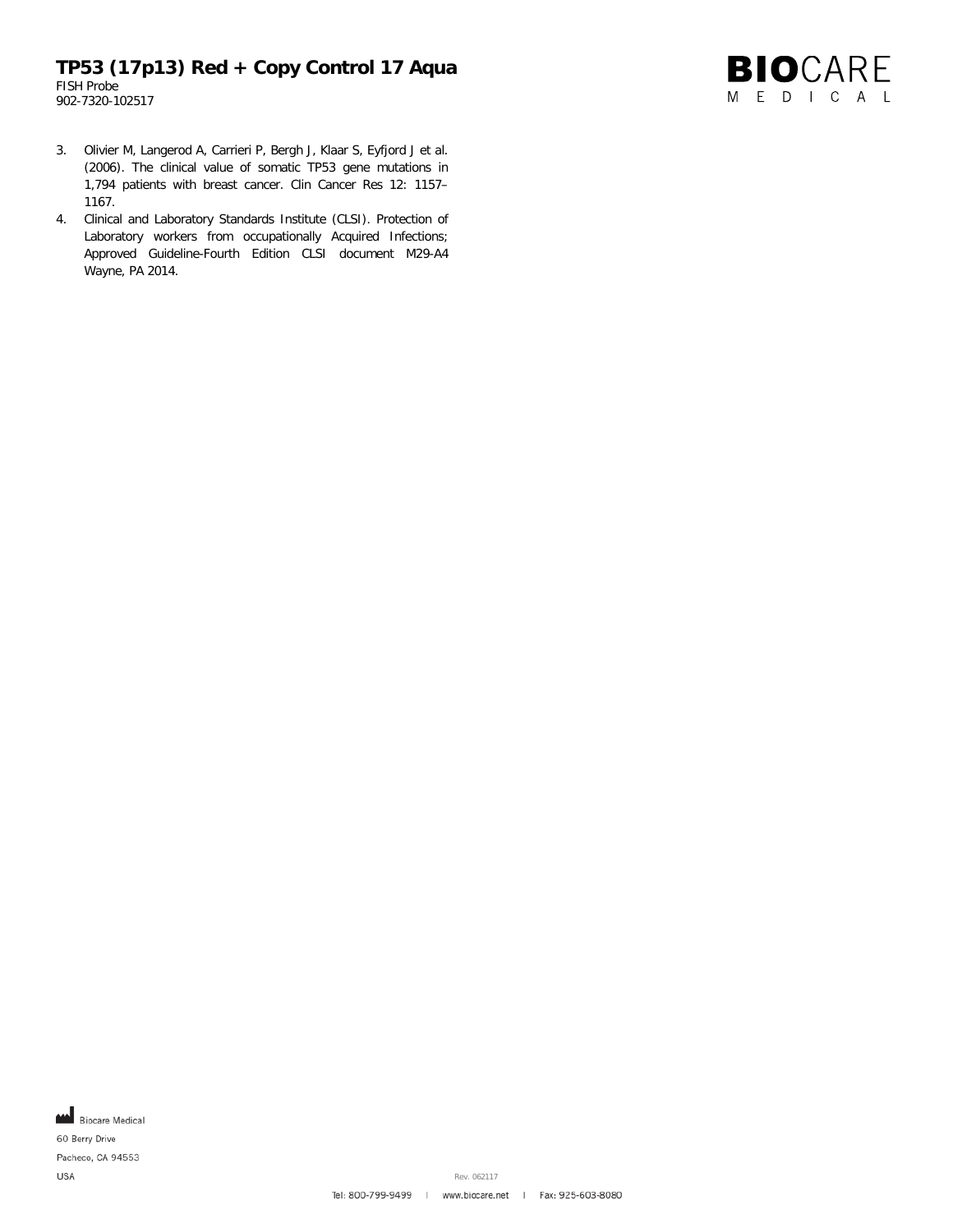3. Olivier M, Langerod A, Carrieri P, Bergh J, Klaar S, Eyfjord J et al. (2006). The clinical value of somatic TP53 gene mutations in 1,794 patients with breast cancer. Clin Cancer Res 12: 1157–1167.
4. Clinical and Laboratory Standards Institute (CLSI). Protection of Laboratory workers from occupationally Acquired Infections; Approved Guideline-Fourth Edition CLSI document M29-A4 Wayne, PA 2014.